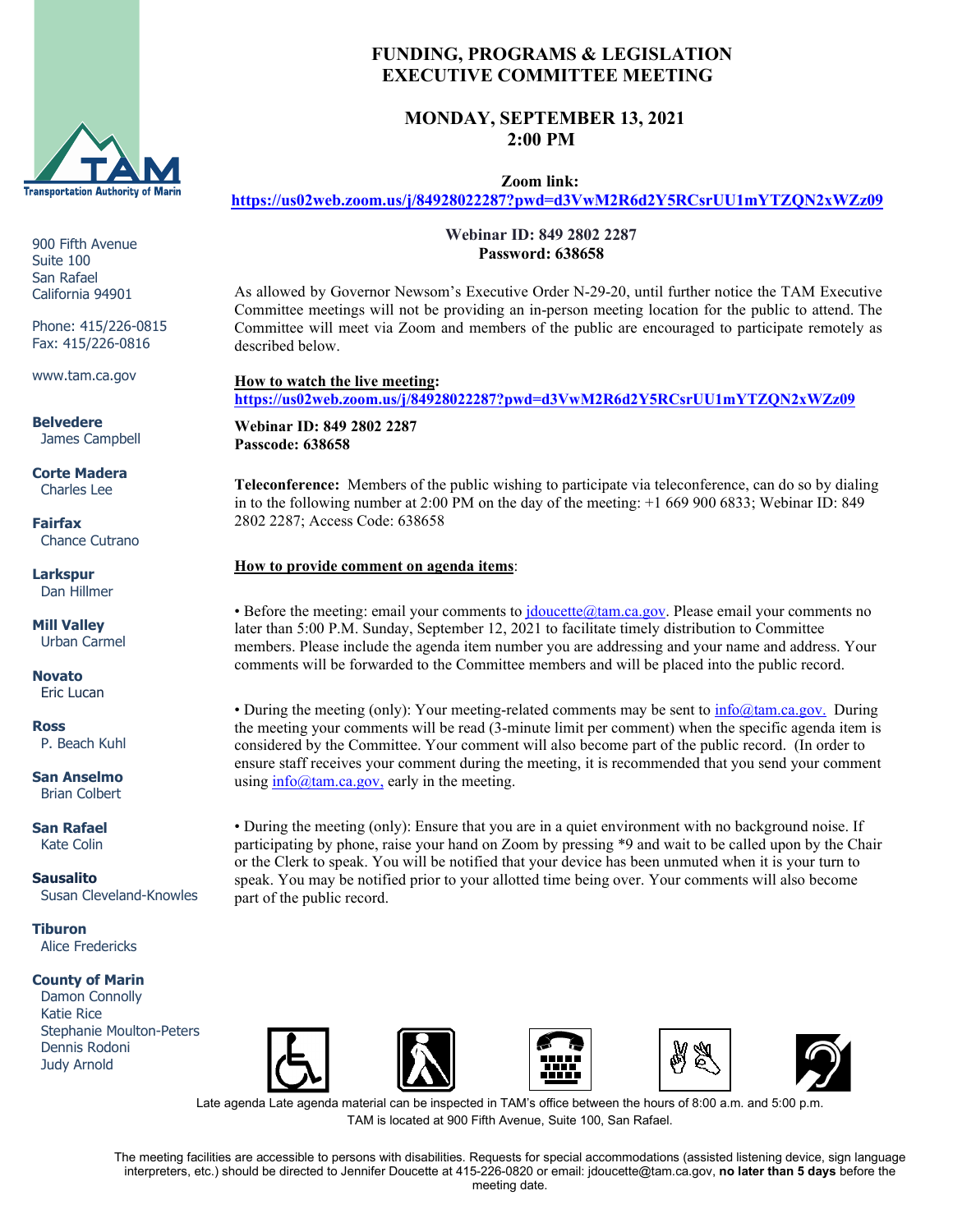Transportation Authority of Marin

900 Fifth Avenue
Suite 100
San Rafael
California 94901

Phone: 415/226-0815
Fax: 415/226-0816

www.tam.ca.gov

**Belvedere**
James Campbell

**Corte Madera**
Charles Lee

**Fairfax**
Chance Cutrano

**Larkspur**
Dan Hillmer

**Mill Valley**
Urban Carmel

**Novato**
Eric Lucan

**Ross**
P. Beach Kuhl

**San Anselmo**
Brian Colbert

**San Rafael**
Kate Colin

**Sausalito**
Susan Cleveland-Knowles

**Tiburon**
Alice Fredericks

**County of Marin**
Damon Connolly
Katie Rice
Stephanie Moulton-Peters
Dennis Rodoni
Judy Arnold

# FUNDING, PROGRAMS & LEGISLATION EXECUTIVE COMMITTEE MEETING

## MONDAY, SEPTEMBER 13, 2021
## 2:00 PM

**Zoom link:**
**https://us02web.zoom.us/j/84928022287?pwd=d3VwM2R6d2Y5RCsrUU1mYTZQN2xWZz09**

**Webinar ID: 849 2802 2287**
**Password: 638658**

As allowed by Governor Newsom's Executive Order N-29-20, until further notice the TAM Executive Committee meetings will not be providing an in-person meeting location for the public to attend. The Committee will meet via Zoom and members of the public are encouraged to participate remotely as described below.

**How to watch the live meeting:**
**https://us02web.zoom.us/j/84928022287?pwd=d3VwM2R6d2Y5RCsrUU1mYTZQN2xWZz09**

**Webinar ID: 849 2802 2287**
**Passcode: 638658**

**Teleconference:** Members of the public wishing to participate via teleconference, can do so by dialing in to the following number at 2:00 PM on the day of the meeting: +1 669 900 6833; Webinar ID: 849 2802 2287; Access Code: 638658

**How to provide comment on agenda items:**

• Before the meeting: email your comments to jdoucette@tam.ca.gov. Please email your comments no later than 5:00 P.M. Sunday, September 12, 2021 to facilitate timely distribution to Committee members. Please include the agenda item number you are addressing and your name and address. Your comments will be forwarded to the Committee members and will be placed into the public record.

• During the meeting (only): Your meeting-related comments may be sent to info@tam.ca.gov. During the meeting your comments will be read (3-minute limit per comment) when the specific agenda item is considered by the Committee. Your comment will also become part of the public record. (In order to ensure staff receives your comment during the meeting, it is recommended that you send your comment using info@tam.ca.gov, early in the meeting.

• During the meeting (only): Ensure that you are in a quiet environment with no background noise. If participating by phone, raise your hand on Zoom by pressing *9 and wait to be called upon by the Chair or the Clerk to speak. You will be notified that your device has been unmuted when it is your turn to speak. You may be notified prior to your allotted time being over. Your comments will also become part of the public record.

Late agenda Late agenda material can be inspected in TAM's office between the hours of 8:00 a.m. and 5:00 p.m. TAM is located at 900 Fifth Avenue, Suite 100, San Rafael.

The meeting facilities are accessible to persons with disabilities. Requests for special accommodations (assisted listening device, sign language interpreters, etc.) should be directed to Jennifer Doucette at 415-226-0820 or email: jdoucette@tam.ca.gov, **no later than 5 days** before the meeting date.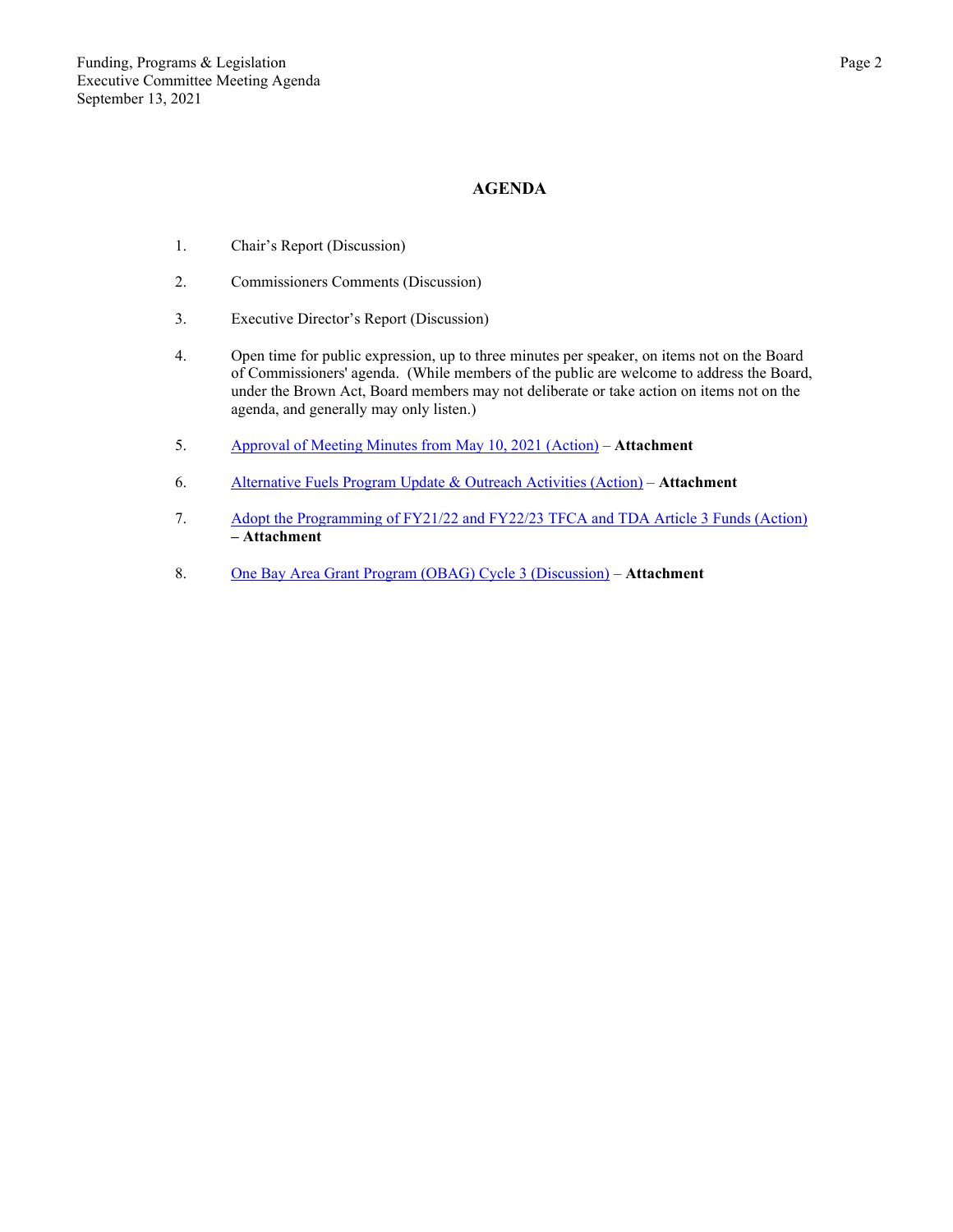## AGENDA

1. Chair's Report (Discussion)

2. Commissioners Comments (Discussion)

3. Executive Director's Report (Discussion)

4. Open time for public expression, up to three minutes per speaker, on items not on the Board of Commissioners' agenda. (While members of the public are welcome to address the Board, under the Brown Act, Board members may not deliberate or take action on items not on the agenda, and generally may only listen.)

5. Approval of Meeting Minutes from May 10, 2021 (Action) – **Attachment**

6. Alternative Fuels Program Update & Outreach Activities (Action) – **Attachment**

7. Adopt the Programming of FY21/22 and FY22/23 TFCA and TDA Article 3 Funds (Action) **– Attachment**

8. One Bay Area Grant Program (OBAG) Cycle 3 (Discussion) – **Attachment**